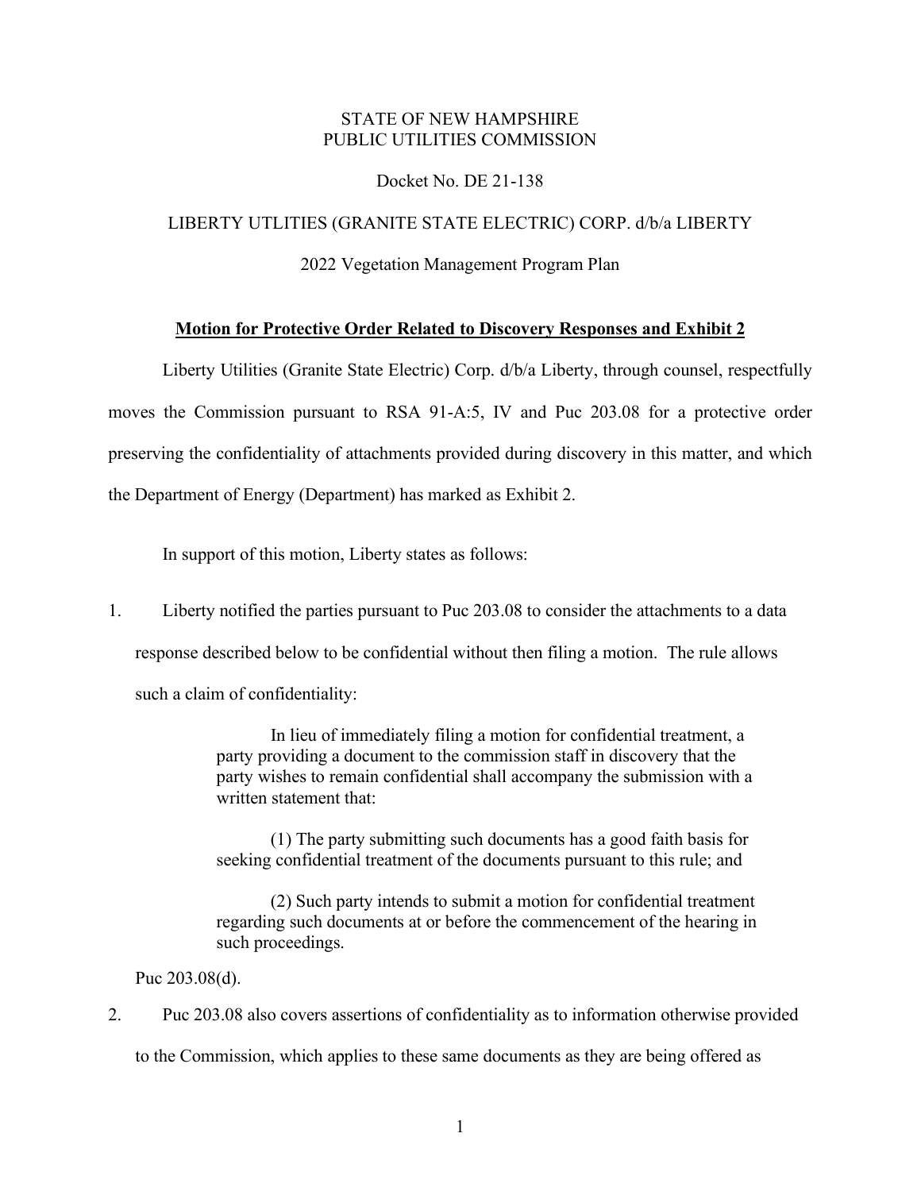STATE OF NEW HAMPSHIRE
PUBLIC UTILITIES COMMISSION

Docket No. DE 21-138

LIBERTY UTLITIES (GRANITE STATE ELECTRIC) CORP. d/b/a LIBERTY

2022 Vegetation Management Program Plan

**Motion for Protective Order Related to Discovery Responses and Exhibit 2**

Liberty Utilities (Granite State Electric) Corp. d/b/a Liberty, through counsel, respectfully moves the Commission pursuant to RSA 91-A:5, IV and Puc 203.08 for a protective order preserving the confidentiality of attachments provided during discovery in this matter, and which the Department of Energy (Department) has marked as Exhibit 2.

In support of this motion, Liberty states as follows:

1. Liberty notified the parties pursuant to Puc 203.08 to consider the attachments to a data response described below to be confidential without then filing a motion. The rule allows such a claim of confidentiality:

> In lieu of immediately filing a motion for confidential treatment, a party providing a document to the commission staff in discovery that the party wishes to remain confidential shall accompany the submission with a written statement that:
>
> (1) The party submitting such documents has a good faith basis for seeking confidential treatment of the documents pursuant to this rule; and
>
> (2) Such party intends to submit a motion for confidential treatment regarding such documents at or before the commencement of the hearing in such proceedings.

Puc 203.08(d).

2. Puc 203.08 also covers assertions of confidentiality as to information otherwise provided to the Commission, which applies to these same documents as they are being offered as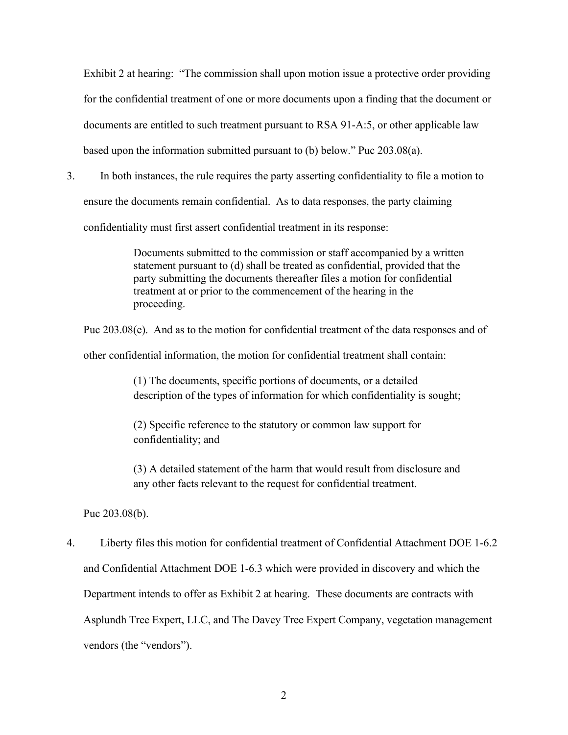Exhibit 2 at hearing: "The commission shall upon motion issue a protective order providing for the confidential treatment of one or more documents upon a finding that the document or documents are entitled to such treatment pursuant to RSA 91-A:5, or other applicable law based upon the information submitted pursuant to (b) below." Puc 203.08(a).

3. In both instances, the rule requires the party asserting confidentiality to file a motion to ensure the documents remain confidential. As to data responses, the party claiming confidentiality must first assert confidential treatment in its response:

> Documents submitted to the commission or staff accompanied by a written statement pursuant to (d) shall be treated as confidential, provided that the party submitting the documents thereafter files a motion for confidential treatment at or prior to the commencement of the hearing in the proceeding.

Puc 203.08(e). And as to the motion for confidential treatment of the data responses and of other confidential information, the motion for confidential treatment shall contain:

> (1) The documents, specific portions of documents, or a detailed description of the types of information for which confidentiality is sought;
>
> (2) Specific reference to the statutory or common law support for confidentiality; and
>
> (3) A detailed statement of the harm that would result from disclosure and any other facts relevant to the request for confidential treatment.

Puc 203.08(b).

4. Liberty files this motion for confidential treatment of Confidential Attachment DOE 1-6.2 and Confidential Attachment DOE 1-6.3 which were provided in discovery and which the Department intends to offer as Exhibit 2 at hearing. These documents are contracts with Asplundh Tree Expert, LLC, and The Davey Tree Expert Company, vegetation management vendors (the "vendors").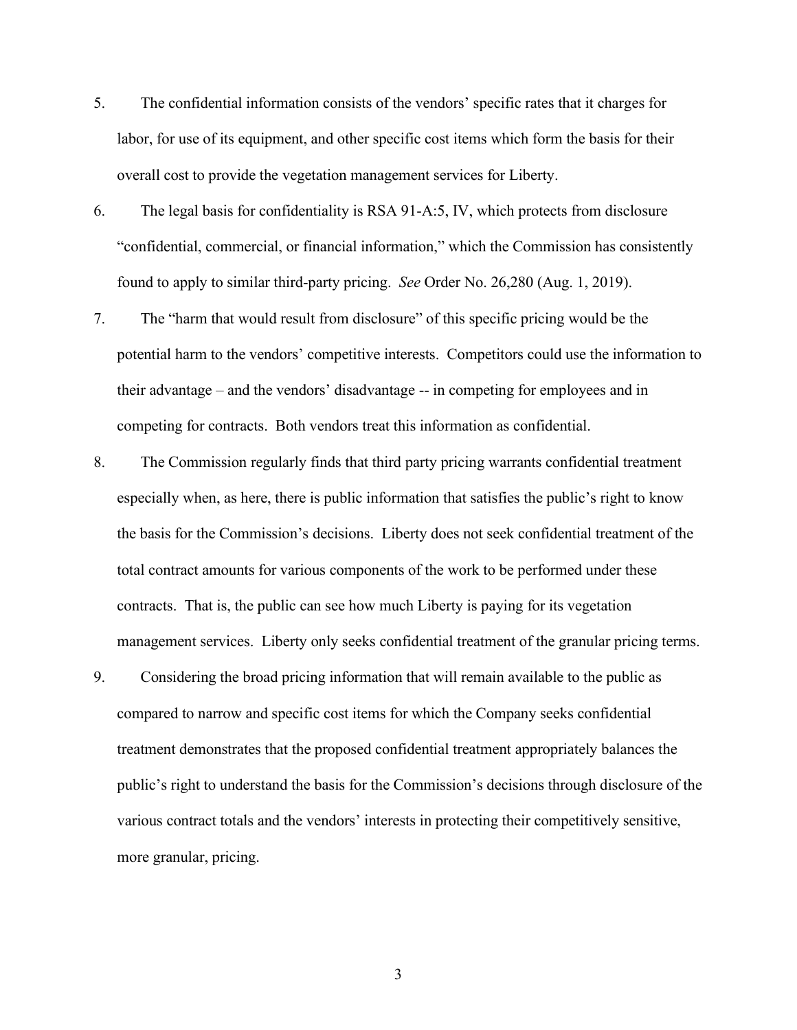5. The confidential information consists of the vendors' specific rates that it charges for labor, for use of its equipment, and other specific cost items which form the basis for their overall cost to provide the vegetation management services for Liberty.

6. The legal basis for confidentiality is RSA 91-A:5, IV, which protects from disclosure "confidential, commercial, or financial information," which the Commission has consistently found to apply to similar third-party pricing. *See* Order No. 26,280 (Aug. 1, 2019).

7. The "harm that would result from disclosure" of this specific pricing would be the potential harm to the vendors' competitive interests. Competitors could use the information to their advantage – and the vendors' disadvantage -- in competing for employees and in competing for contracts. Both vendors treat this information as confidential.

8. The Commission regularly finds that third party pricing warrants confidential treatment especially when, as here, there is public information that satisfies the public's right to know the basis for the Commission's decisions. Liberty does not seek confidential treatment of the total contract amounts for various components of the work to be performed under these contracts. That is, the public can see how much Liberty is paying for its vegetation management services. Liberty only seeks confidential treatment of the granular pricing terms.

9. Considering the broad pricing information that will remain available to the public as compared to narrow and specific cost items for which the Company seeks confidential treatment demonstrates that the proposed confidential treatment appropriately balances the public's right to understand the basis for the Commission's decisions through disclosure of the various contract totals and the vendors' interests in protecting their competitively sensitive, more granular, pricing.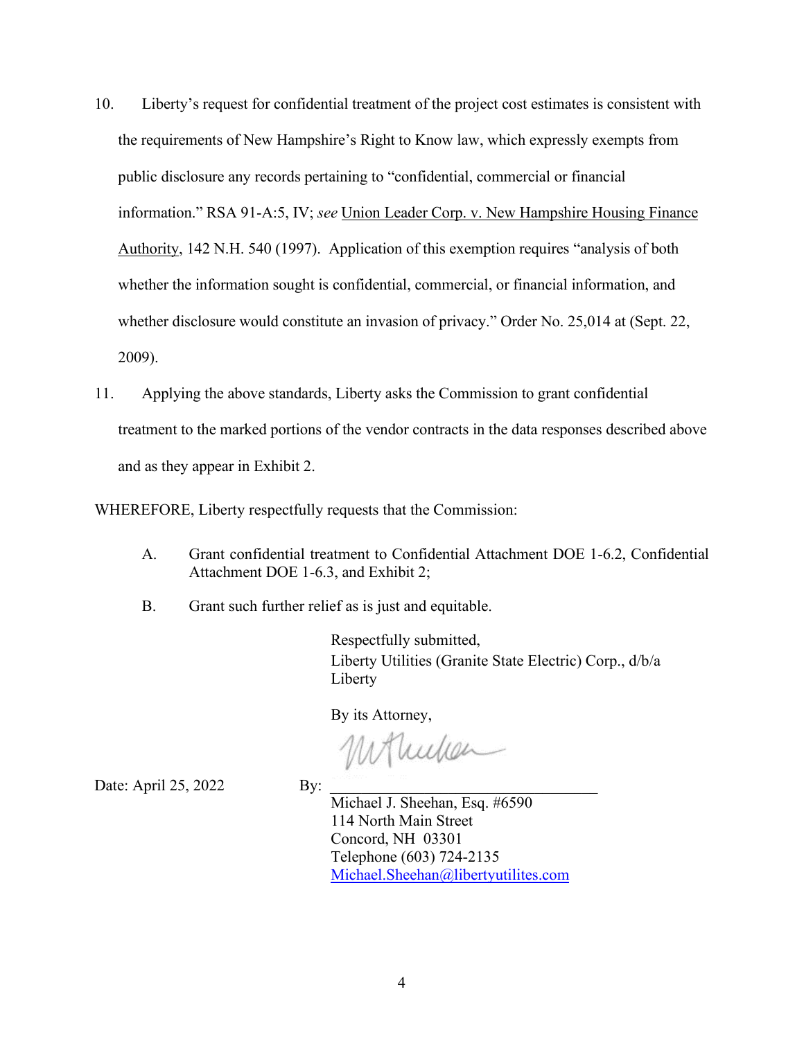10. Liberty's request for confidential treatment of the project cost estimates is consistent with the requirements of New Hampshire's Right to Know law, which expressly exempts from public disclosure any records pertaining to "confidential, commercial or financial information." RSA 91-A:5, IV; *see* <u>Union Leader Corp. v. New Hampshire Housing Finance Authority</u>, 142 N.H. 540 (1997). Application of this exemption requires "analysis of both whether the information sought is confidential, commercial, or financial information, and whether disclosure would constitute an invasion of privacy." Order No. 25,014 at (Sept. 22, 2009).

11. Applying the above standards, Liberty asks the Commission to grant confidential treatment to the marked portions of the vendor contracts in the data responses described above and as they appear in Exhibit 2.

WHEREFORE, Liberty respectfully requests that the Commission:

A. Grant confidential treatment to Confidential Attachment DOE 1-6.2, Confidential Attachment DOE 1-6.3, and Exhibit 2;

B. Grant such further relief as is just and equitable.

Respectfully submitted,
Liberty Utilities (Granite State Electric) Corp., d/b/a Liberty

By its Attorney,

Date: April 25, 2022

By: ________________________________
Michael J. Sheehan, Esq. #6590
114 North Main Street
Concord, NH 03301
Telephone (603) 724-2135
Michael.Sheehan@libertyutilites.com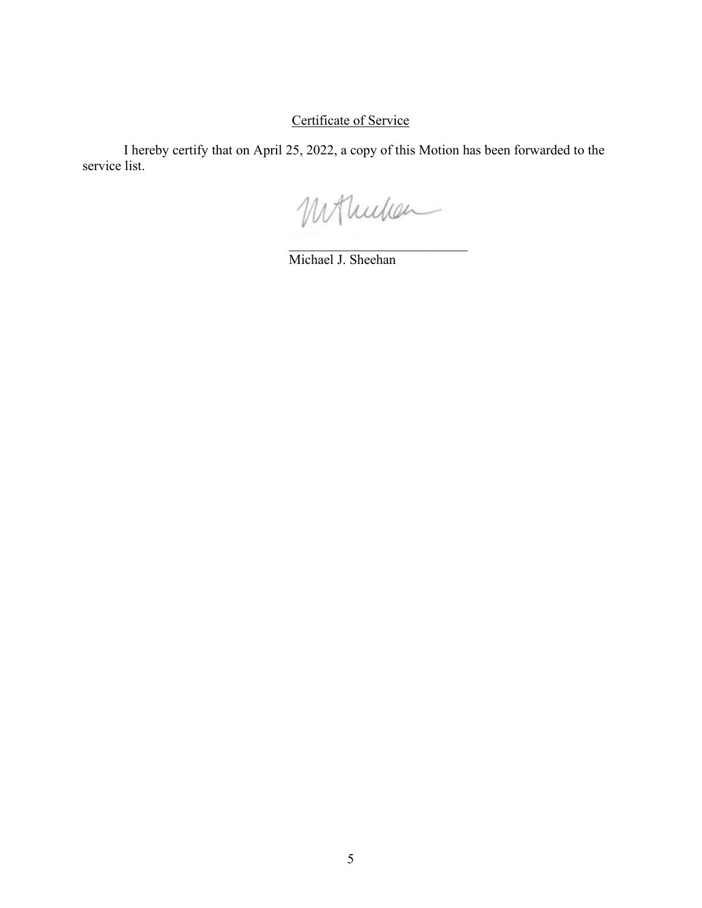Certificate of Service

I hereby certify that on April 25, 2022, a copy of this Motion has been forwarded to the service list.

______________________________
Michael J. Sheehan